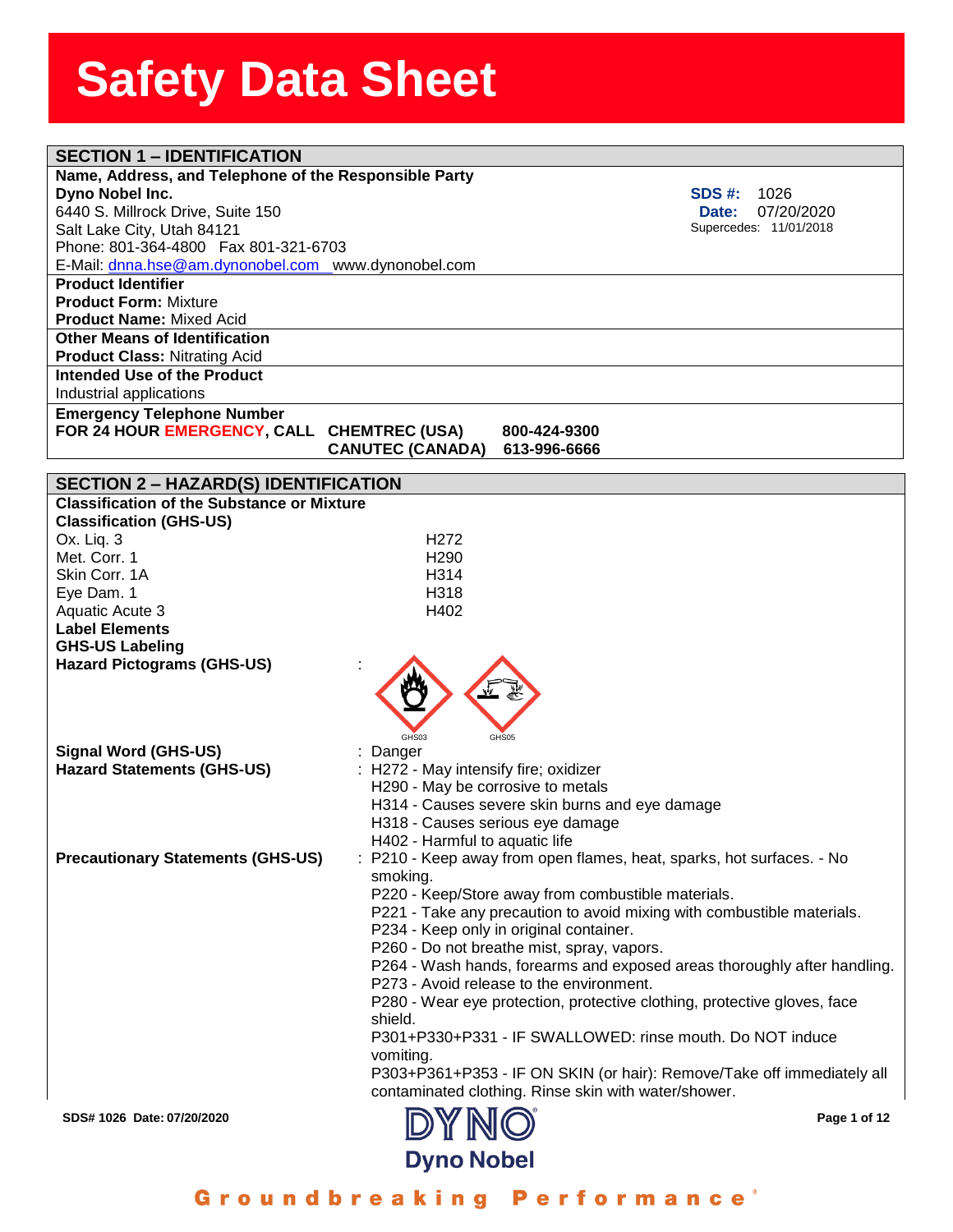# Safety Data Sheet

## SECTION 1 – IDENTIFICATION

**Name, Address, and Telephone of the Responsible Party**

**Dyno Nobel Inc.**
6440 S. Millrock Drive, Suite 150
Salt Lake City, Utah 84121
Phone: 801-364-4800 Fax 801-321-6703
E-Mail: dnna.hse@am.dynonobel.com www.dynonobel.com

**SDS #:** 1026
**Date:** 07/20/2020
Supercedes: 11/01/2018

**Product Identifier**
**Product Form:** Mixture
**Product Name:** Mixed Acid

**Other Means of Identification**
**Product Class:** Nitrating Acid

**Intended Use of the Product**
Industrial applications

**Emergency Telephone Number**
**FOR 24 HOUR EMERGENCY, CALL CHEMTREC (USA) 800-424-9300**
**CANUTEC (CANADA) 613-996-6666**

## SECTION 2 – HAZARD(S) IDENTIFICATION

**Classification of the Substance or Mixture**

**Classification (GHS-US)**

| | |
|---|---|
| Ox. Liq. 3 | H272 |
| Met. Corr. 1 | H290 |
| Skin Corr. 1A | H314 |
| Eye Dam. 1 | H318 |
| Aquatic Acute 3 | H402 |

**Label Elements**

**GHS-US Labeling**

**Hazard Pictograms (GHS-US)** : GHS03 GHS05

**Signal Word (GHS-US)** : Danger

**Hazard Statements (GHS-US)** :
H272 - May intensify fire; oxidizer
H290 - May be corrosive to metals
H314 - Causes severe skin burns and eye damage
H318 - Causes serious eye damage
H402 - Harmful to aquatic life

**Precautionary Statements (GHS-US)** :
P210 - Keep away from open flames, heat, sparks, hot surfaces. - No smoking.
P220 - Keep/Store away from combustible materials.
P221 - Take any precaution to avoid mixing with combustible materials.
P234 - Keep only in original container.
P260 - Do not breathe mist, spray, vapors.
P264 - Wash hands, forearms and exposed areas thoroughly after handling.
P273 - Avoid release to the environment.
P280 - Wear eye protection, protective clothing, protective gloves, face shield.
P301+P330+P331 - IF SWALLOWED: rinse mouth. Do NOT induce vomiting.
P303+P361+P353 - IF ON SKIN (or hair): Remove/Take off immediately all contaminated clothing. Rinse skin with water/shower.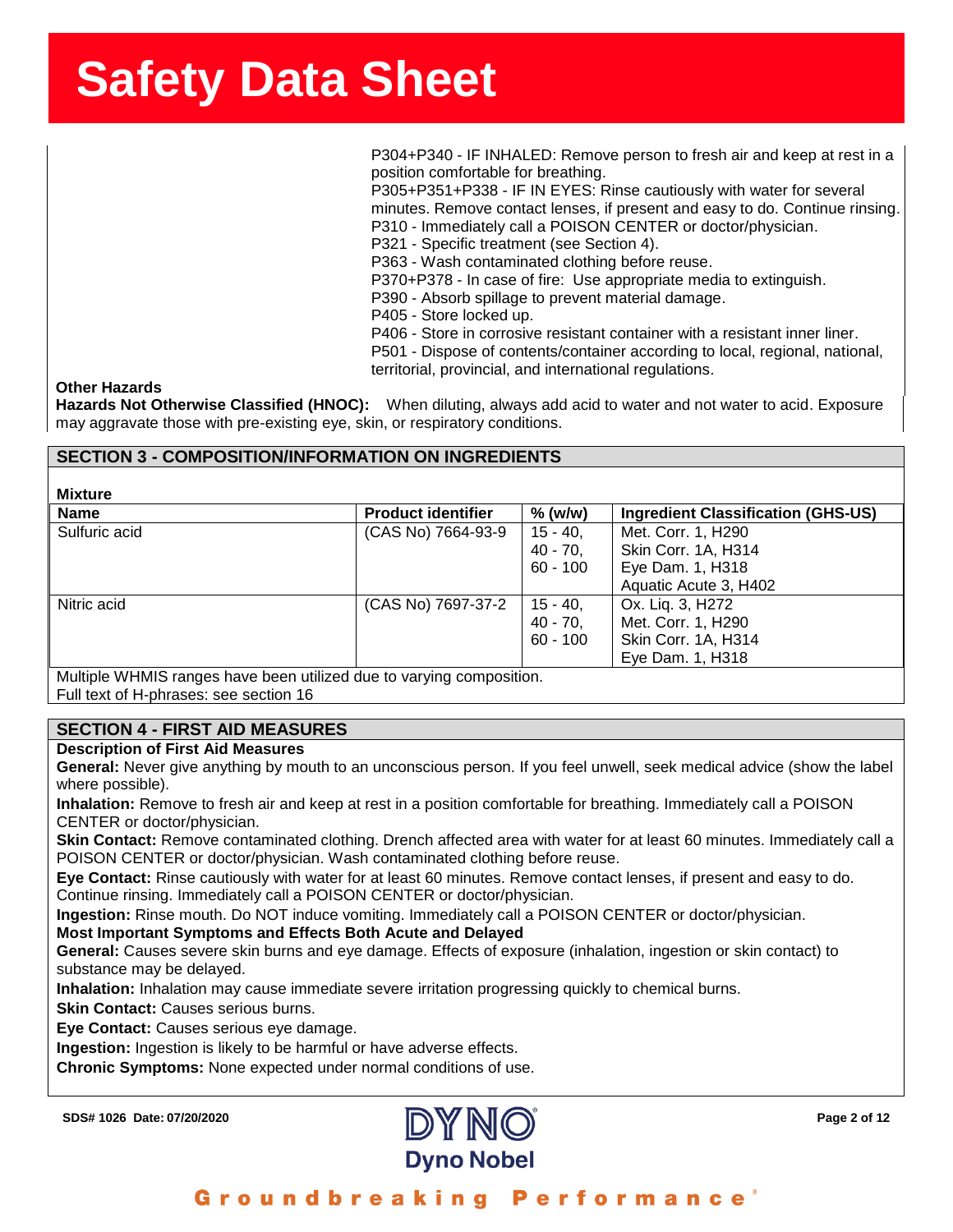P304+P340 - IF INHALED: Remove person to fresh air and keep at rest in a position comfortable for breathing.
P305+P351+P338 - IF IN EYES: Rinse cautiously with water for several minutes. Remove contact lenses, if present and easy to do. Continue rinsing.
P310 - Immediately call a POISON CENTER or doctor/physician.
P321 - Specific treatment (see Section 4).
P363 - Wash contaminated clothing before reuse.
P370+P378 - In case of fire: Use appropriate media to extinguish.
P390 - Absorb spillage to prevent material damage.
P405 - Store locked up.
P406 - Store in corrosive resistant container with a resistant inner liner.
P501 - Dispose of contents/container according to local, regional, national, territorial, provincial, and international regulations.

**Other Hazards**

**Hazards Not Otherwise Classified (HNOC):** When diluting, always add acid to water and not water to acid. Exposure may aggravate those with pre-existing eye, skin, or respiratory conditions.

## SECTION 3 - COMPOSITION/INFORMATION ON INGREDIENTS

**Mixture**

| Name | Product identifier | % (w/w) | Ingredient Classification (GHS-US) |
|---|---|---|---|
| Sulfuric acid | (CAS No) 7664-93-9 | 15 - 40, 40 - 70, 60 - 100 | Met. Corr. 1, H290<br>Skin Corr. 1A, H314<br>Eye Dam. 1, H318<br>Aquatic Acute 3, H402 |
| Nitric acid | (CAS No) 7697-37-2 | 15 - 40, 40 - 70, 60 - 100 | Ox. Liq. 3, H272<br>Met. Corr. 1, H290<br>Skin Corr. 1A, H314<br>Eye Dam. 1, H318 |

Multiple WHMIS ranges have been utilized due to varying composition.
Full text of H-phrases: see section 16

## SECTION 4 - FIRST AID MEASURES

**Description of First Aid Measures**

**General:** Never give anything by mouth to an unconscious person. If you feel unwell, seek medical advice (show the label where possible).

**Inhalation:** Remove to fresh air and keep at rest in a position comfortable for breathing. Immediately call a POISON CENTER or doctor/physician.

**Skin Contact:** Remove contaminated clothing. Drench affected area with water for at least 60 minutes. Immediately call a POISON CENTER or doctor/physician. Wash contaminated clothing before reuse.

**Eye Contact:** Rinse cautiously with water for at least 60 minutes. Remove contact lenses, if present and easy to do. Continue rinsing. Immediately call a POISON CENTER or doctor/physician.

**Ingestion:** Rinse mouth. Do NOT induce vomiting. Immediately call a POISON CENTER or doctor/physician.

**Most Important Symptoms and Effects Both Acute and Delayed**

**General:** Causes severe skin burns and eye damage. Effects of exposure (inhalation, ingestion or skin contact) to substance may be delayed.

**Inhalation:** Inhalation may cause immediate severe irritation progressing quickly to chemical burns.

**Skin Contact:** Causes serious burns.

**Eye Contact:** Causes serious eye damage.

**Ingestion:** Ingestion is likely to be harmful or have adverse effects.

**Chronic Symptoms:** None expected under normal conditions of use.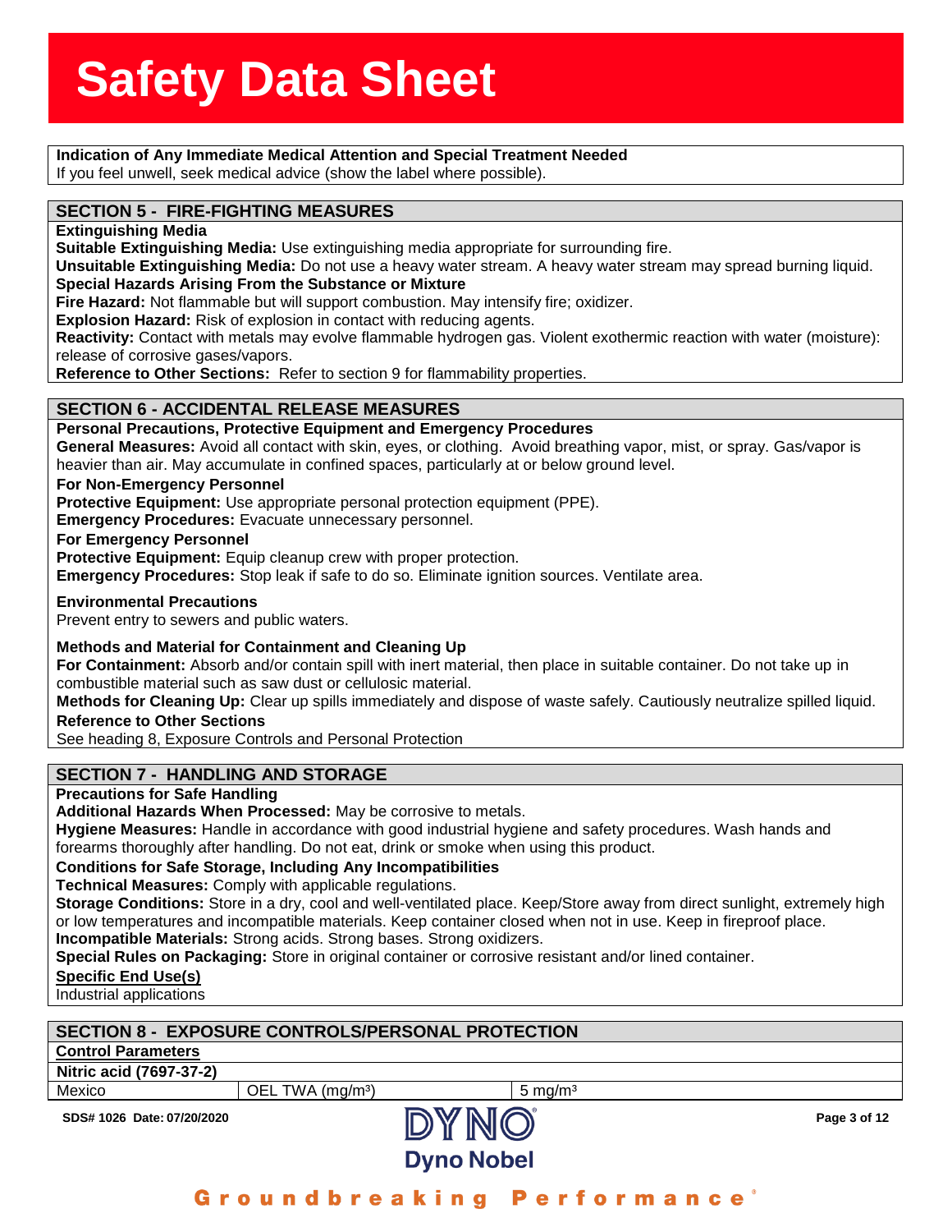**Indication of Any Immediate Medical Attention and Special Treatment Needed**

If you feel unwell, seek medical advice (show the label where possible).

## SECTION 5 - FIRE-FIGHTING MEASURES

**Extinguishing Media**

**Suitable Extinguishing Media:** Use extinguishing media appropriate for surrounding fire.

**Unsuitable Extinguishing Media:** Do not use a heavy water stream. A heavy water stream may spread burning liquid.

**Special Hazards Arising From the Substance or Mixture**

**Fire Hazard:** Not flammable but will support combustion. May intensify fire; oxidizer.

**Explosion Hazard:** Risk of explosion in contact with reducing agents.

**Reactivity:** Contact with metals may evolve flammable hydrogen gas. Violent exothermic reaction with water (moisture): release of corrosive gases/vapors.

**Reference to Other Sections:** Refer to section 9 for flammability properties.

## SECTION 6 - ACCIDENTAL RELEASE MEASURES

**Personal Precautions, Protective Equipment and Emergency Procedures**

**General Measures:** Avoid all contact with skin, eyes, or clothing. Avoid breathing vapor, mist, or spray. Gas/vapor is heavier than air. May accumulate in confined spaces, particularly at or below ground level.

**For Non-Emergency Personnel**

**Protective Equipment:** Use appropriate personal protection equipment (PPE).

**Emergency Procedures:** Evacuate unnecessary personnel.

**For Emergency Personnel**

**Protective Equipment:** Equip cleanup crew with proper protection.

**Emergency Procedures:** Stop leak if safe to do so. Eliminate ignition sources. Ventilate area.

**Environmental Precautions**

Prevent entry to sewers and public waters.

**Methods and Material for Containment and Cleaning Up**

**For Containment:** Absorb and/or contain spill with inert material, then place in suitable container. Do not take up in combustible material such as saw dust or cellulosic material.

**Methods for Cleaning Up:** Clear up spills immediately and dispose of waste safely. Cautiously neutralize spilled liquid.

**Reference to Other Sections**

See heading 8, Exposure Controls and Personal Protection

## SECTION 7 - HANDLING AND STORAGE

**Precautions for Safe Handling**

**Additional Hazards When Processed:** May be corrosive to metals.

**Hygiene Measures:** Handle in accordance with good industrial hygiene and safety procedures. Wash hands and forearms thoroughly after handling. Do not eat, drink or smoke when using this product.

**Conditions for Safe Storage, Including Any Incompatibilities**

**Technical Measures:** Comply with applicable regulations.

**Storage Conditions:** Store in a dry, cool and well-ventilated place. Keep/Store away from direct sunlight, extremely high or low temperatures and incompatible materials. Keep container closed when not in use. Keep in fireproof place.

**Incompatible Materials:** Strong acids. Strong bases. Strong oxidizers.

**Special Rules on Packaging:** Store in original container or corrosive resistant and/or lined container.

**Specific End Use(s)**

Industrial applications

## SECTION 8 - EXPOSURE CONTROLS/PERSONAL PROTECTION

**Control Parameters**

| **Nitric acid (7697-37-2)** | | |
|---|---|---|
| Mexico | OEL TWA (mg/m³) | 5 mg/m³ |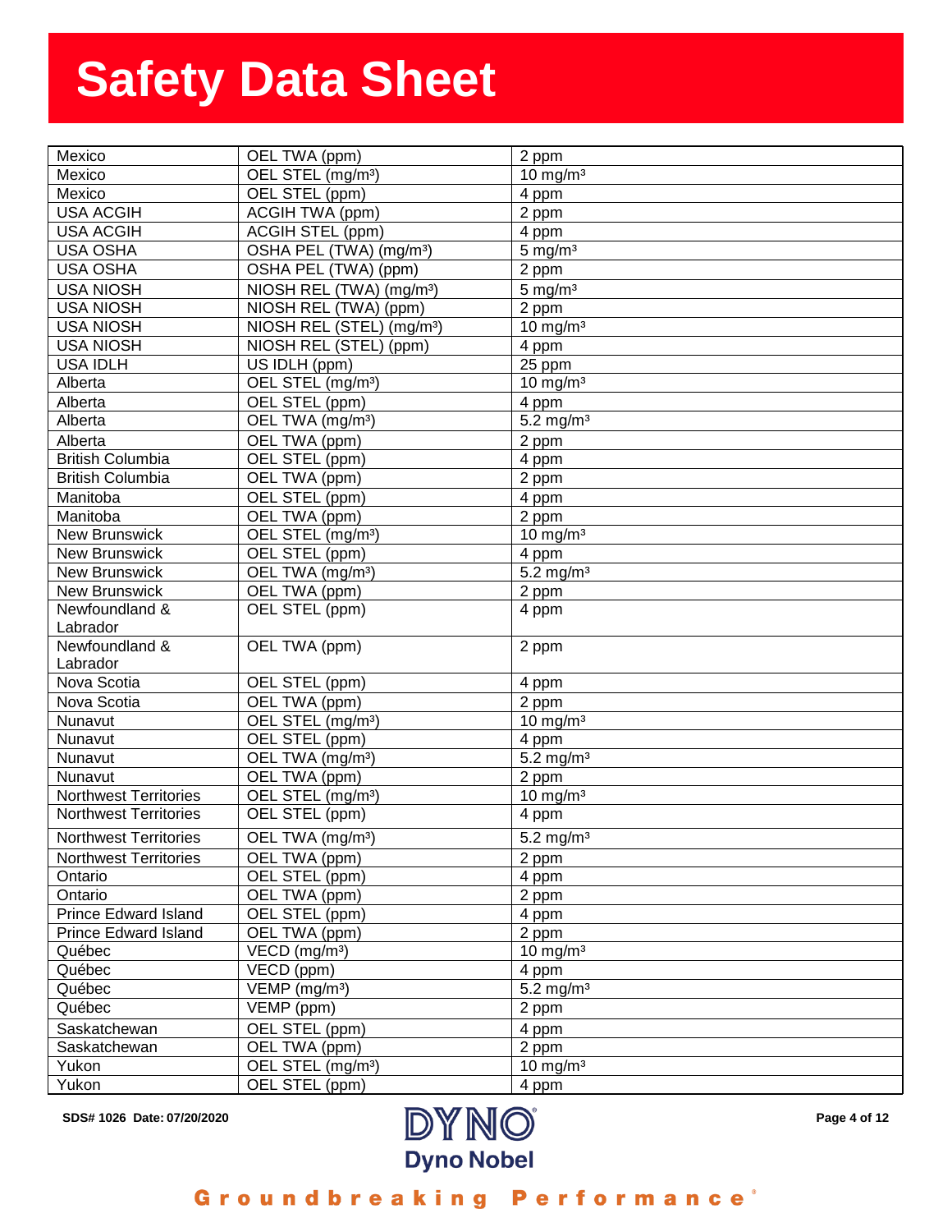# Safety Data Sheet

| | | |
|---|---|---|
| Mexico | OEL TWA (ppm) | 2 ppm |
| Mexico | OEL STEL (mg/m³) | 10 mg/m³ |
| Mexico | OEL STEL (ppm) | 4 ppm |
| USA ACGIH | ACGIH TWA (ppm) | 2 ppm |
| USA ACGIH | ACGIH STEL (ppm) | 4 ppm |
| USA OSHA | OSHA PEL (TWA) (mg/m³) | 5 mg/m³ |
| USA OSHA | OSHA PEL (TWA) (ppm) | 2 ppm |
| USA NIOSH | NIOSH REL (TWA) (mg/m³) | 5 mg/m³ |
| USA NIOSH | NIOSH REL (TWA) (ppm) | 2 ppm |
| USA NIOSH | NIOSH REL (STEL) (mg/m³) | 10 mg/m³ |
| USA NIOSH | NIOSH REL (STEL) (ppm) | 4 ppm |
| USA IDLH | US IDLH (ppm) | 25 ppm |
| Alberta | OEL STEL (mg/m³) | 10 mg/m³ |
| Alberta | OEL STEL (ppm) | 4 ppm |
| Alberta | OEL TWA (mg/m³) | 5.2 mg/m³ |
| Alberta | OEL TWA (ppm) | 2 ppm |
| British Columbia | OEL STEL (ppm) | 4 ppm |
| British Columbia | OEL TWA (ppm) | 2 ppm |
| Manitoba | OEL STEL (ppm) | 4 ppm |
| Manitoba | OEL TWA (ppm) | 2 ppm |
| New Brunswick | OEL STEL (mg/m³) | 10 mg/m³ |
| New Brunswick | OEL STEL (ppm) | 4 ppm |
| New Brunswick | OEL TWA (mg/m³) | 5.2 mg/m³ |
| New Brunswick | OEL TWA (ppm) | 2 ppm |
| Newfoundland & Labrador | OEL STEL (ppm) | 4 ppm |
| Newfoundland & Labrador | OEL TWA (ppm) | 2 ppm |
| Nova Scotia | OEL STEL (ppm) | 4 ppm |
| Nova Scotia | OEL TWA (ppm) | 2 ppm |
| Nunavut | OEL STEL (mg/m³) | 10 mg/m³ |
| Nunavut | OEL STEL (ppm) | 4 ppm |
| Nunavut | OEL TWA (mg/m³) | 5.2 mg/m³ |
| Nunavut | OEL TWA (ppm) | 2 ppm |
| Northwest Territories | OEL STEL (mg/m³) | 10 mg/m³ |
| Northwest Territories | OEL STEL (ppm) | 4 ppm |
| Northwest Territories | OEL TWA (mg/m³) | 5.2 mg/m³ |
| Northwest Territories | OEL TWA (ppm) | 2 ppm |
| Ontario | OEL STEL (ppm) | 4 ppm |
| Ontario | OEL TWA (ppm) | 2 ppm |
| Prince Edward Island | OEL STEL (ppm) | 4 ppm |
| Prince Edward Island | OEL TWA (ppm) | 2 ppm |
| Québec | VECD (mg/m³) | 10 mg/m³ |
| Québec | VECD (ppm) | 4 ppm |
| Québec | VEMP (mg/m³) | 5.2 mg/m³ |
| Québec | VEMP (ppm) | 2 ppm |
| Saskatchewan | OEL STEL (ppm) | 4 ppm |
| Saskatchewan | OEL TWA (ppm) | 2 ppm |
| Yukon | OEL STEL (mg/m³) | 10 mg/m³ |
| Yukon | OEL STEL (ppm) | 4 ppm |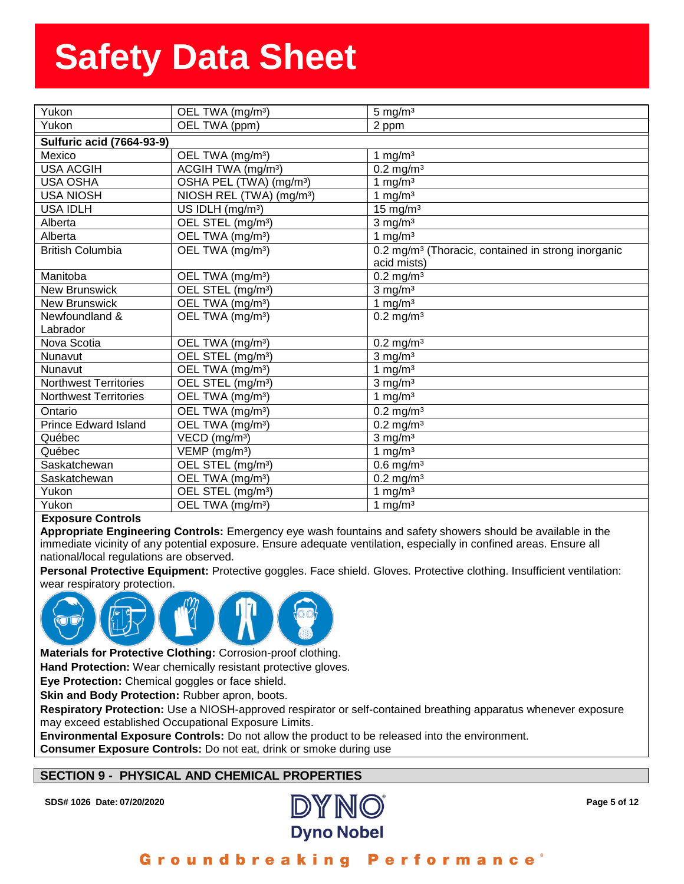| | | |
|---|---|---|
| Yukon | OEL TWA (mg/m³) | 5 mg/m³ |
| Yukon | OEL TWA (ppm) | 2 ppm |
| **Sulfuric acid (7664-93-9)** | | |
| Mexico | OEL TWA (mg/m³) | 1 mg/m³ |
| USA ACGIH | ACGIH TWA (mg/m³) | 0.2 mg/m³ |
| USA OSHA | OSHA PEL (TWA) (mg/m³) | 1 mg/m³ |
| USA NIOSH | NIOSH REL (TWA) (mg/m³) | 1 mg/m³ |
| USA IDLH | US IDLH (mg/m³) | 15 mg/m³ |
| Alberta | OEL STEL (mg/m³) | 3 mg/m³ |
| Alberta | OEL TWA (mg/m³) | 1 mg/m³ |
| British Columbia | OEL TWA (mg/m³) | 0.2 mg/m³ (Thoracic, contained in strong inorganic acid mists) |
| Manitoba | OEL TWA (mg/m³) | 0.2 mg/m³ |
| New Brunswick | OEL STEL (mg/m³) | 3 mg/m³ |
| New Brunswick | OEL TWA (mg/m³) | 1 mg/m³ |
| Newfoundland & Labrador | OEL TWA (mg/m³) | 0.2 mg/m³ |
| Nova Scotia | OEL TWA (mg/m³) | 0.2 mg/m³ |
| Nunavut | OEL STEL (mg/m³) | 3 mg/m³ |
| Nunavut | OEL TWA (mg/m³) | 1 mg/m³ |
| Northwest Territories | OEL STEL (mg/m³) | 3 mg/m³ |
| Northwest Territories | OEL TWA (mg/m³) | 1 mg/m³ |
| Ontario | OEL TWA (mg/m³) | 0.2 mg/m³ |
| Prince Edward Island | OEL TWA (mg/m³) | 0.2 mg/m³ |
| Québec | VECD (mg/m³) | 3 mg/m³ |
| Québec | VEMP (mg/m³) | 1 mg/m³ |
| Saskatchewan | OEL STEL (mg/m³) | 0.6 mg/m³ |
| Saskatchewan | OEL TWA (mg/m³) | 0.2 mg/m³ |
| Yukon | OEL STEL (mg/m³) | 1 mg/m³ |
| Yukon | OEL TWA (mg/m³) | 1 mg/m³ |

**Exposure Controls**

**Appropriate Engineering Controls:** Emergency eye wash fountains and safety showers should be available in the immediate vicinity of any potential exposure. Ensure adequate ventilation, especially in confined areas. Ensure all national/local regulations are observed.

**Personal Protective Equipment:** Protective goggles. Face shield. Gloves. Protective clothing. Insufficient ventilation: wear respiratory protection.

**Materials for Protective Clothing:** Corrosion-proof clothing.

**Hand Protection:** Wear chemically resistant protective gloves.

**Eye Protection:** Chemical goggles or face shield.

**Skin and Body Protection:** Rubber apron, boots.

**Respiratory Protection:** Use a NIOSH-approved respirator or self-contained breathing apparatus whenever exposure may exceed established Occupational Exposure Limits.

**Environmental Exposure Controls:** Do not allow the product to be released into the environment.

**Consumer Exposure Controls:** Do not eat, drink or smoke during use

## SECTION 9 - PHYSICAL AND CHEMICAL PROPERTIES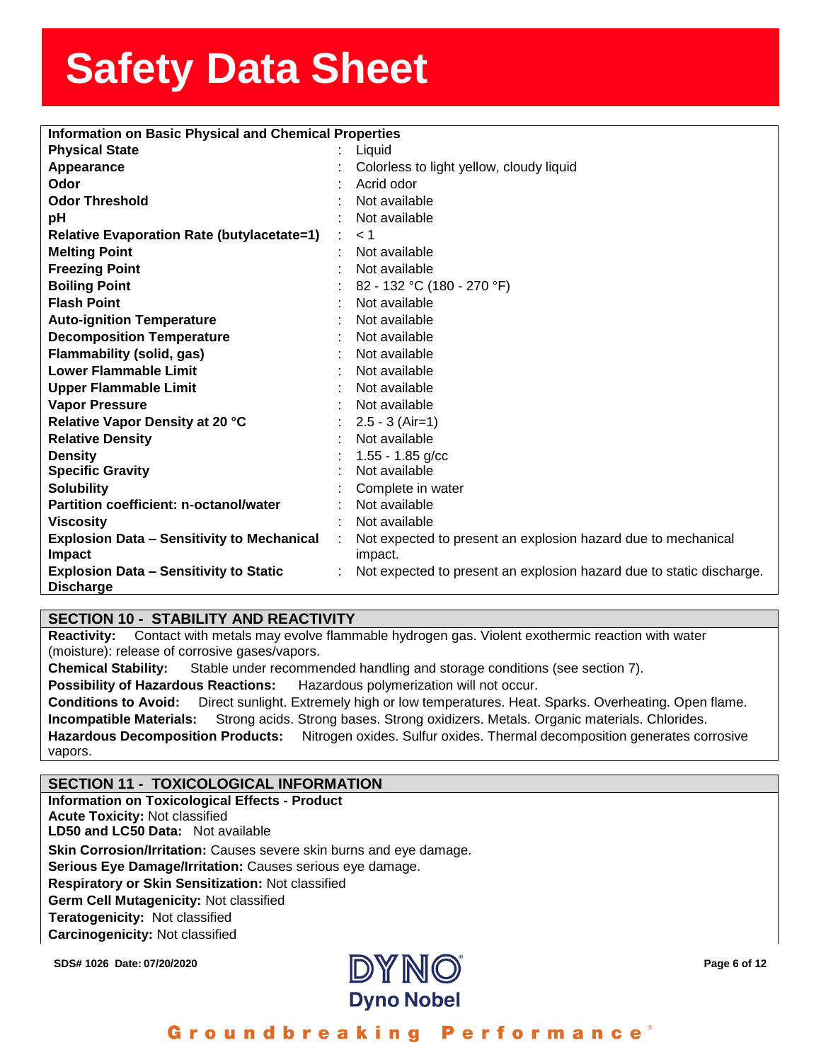| Information on Basic Physical and Chemical Properties | | |
|---|---|---|
| **Physical State** | : | Liquid |
| **Appearance** | : | Colorless to light yellow, cloudy liquid |
| **Odor** | : | Acrid odor |
| **Odor Threshold** | : | Not available |
| **pH** | : | Not available |
| **Relative Evaporation Rate (butylacetate=1)** | : | < 1 |
| **Melting Point** | : | Not available |
| **Freezing Point** | : | Not available |
| **Boiling Point** | : | 82 - 132 °C (180 - 270 °F) |
| **Flash Point** | : | Not available |
| **Auto-ignition Temperature** | : | Not available |
| **Decomposition Temperature** | : | Not available |
| **Flammability (solid, gas)** | : | Not available |
| **Lower Flammable Limit** | : | Not available |
| **Upper Flammable Limit** | : | Not available |
| **Vapor Pressure** | : | Not available |
| **Relative Vapor Density at 20 °C** | : | 2.5 - 3 (Air=1) |
| **Relative Density** | : | Not available |
| **Density** | : | 1.55 - 1.85 g/cc |
| **Specific Gravity** | : | Not available |
| **Solubility** | : | Complete in water |
| **Partition coefficient: n-octanol/water** | : | Not available |
| **Viscosity** | : | Not available |
| **Explosion Data – Sensitivity to Mechanical Impact** | : | Not expected to present an explosion hazard due to mechanical impact. |
| **Explosion Data – Sensitivity to Static Discharge** | : | Not expected to present an explosion hazard due to static discharge. |

## SECTION 10 - STABILITY AND REACTIVITY

**Reactivity:** Contact with metals may evolve flammable hydrogen gas. Violent exothermic reaction with water (moisture): release of corrosive gases/vapors.

**Chemical Stability:** Stable under recommended handling and storage conditions (see section 7).

**Possibility of Hazardous Reactions:** Hazardous polymerization will not occur.

**Conditions to Avoid:** Direct sunlight. Extremely high or low temperatures. Heat. Sparks. Overheating. Open flame.

**Incompatible Materials:** Strong acids. Strong bases. Strong oxidizers. Metals. Organic materials. Chlorides.

**Hazardous Decomposition Products:** Nitrogen oxides. Sulfur oxides. Thermal decomposition generates corrosive vapors.

## SECTION 11 - TOXICOLOGICAL INFORMATION

**Information on Toxicological Effects - Product**

**Acute Toxicity:** Not classified

**LD50 and LC50 Data:** Not available

**Skin Corrosion/Irritation:** Causes severe skin burns and eye damage.

**Serious Eye Damage/Irritation:** Causes serious eye damage.

**Respiratory or Skin Sensitization:** Not classified

**Germ Cell Mutagenicity:** Not classified

**Teratogenicity:** Not classified

**Carcinogenicity:** Not classified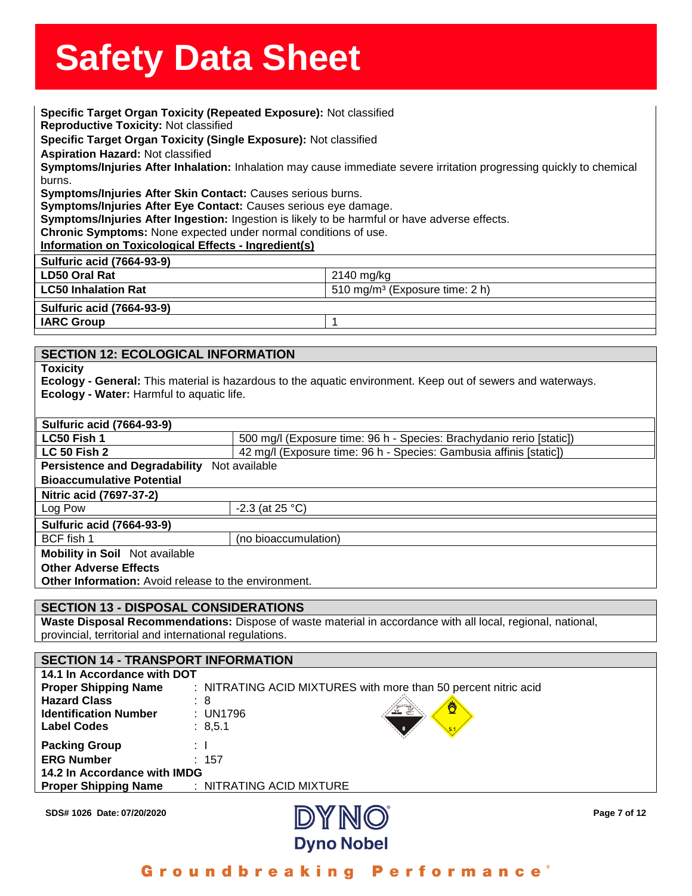**Specific Target Organ Toxicity (Repeated Exposure):** Not classified
**Reproductive Toxicity:** Not classified
**Specific Target Organ Toxicity (Single Exposure):** Not classified
**Aspiration Hazard:** Not classified
**Symptoms/Injuries After Inhalation:** Inhalation may cause immediate severe irritation progressing quickly to chemical burns.
**Symptoms/Injuries After Skin Contact:** Causes serious burns.
**Symptoms/Injuries After Eye Contact:** Causes serious eye damage.
**Symptoms/Injuries After Ingestion:** Ingestion is likely to be harmful or have adverse effects.
**Chronic Symptoms:** None expected under normal conditions of use.

**Information on Toxicological Effects - Ingredient(s)**

| Sulfuric acid (7664-93-9) | |
|---|---|
| **LD50 Oral Rat** | 2140 mg/kg |
| **LC50 Inhalation Rat** | 510 mg/m³ (Exposure time: 2 h) |

| Sulfuric acid (7664-93-9) | |
|---|---|
| **IARC Group** | 1 |

## SECTION 12: ECOLOGICAL INFORMATION

**Toxicity**
**Ecology - General:** This material is hazardous to the aquatic environment. Keep out of sewers and waterways.
**Ecology - Water:** Harmful to aquatic life.

| Sulfuric acid (7664-93-9) | |
|---|---|
| **LC50 Fish 1** | 500 mg/l (Exposure time: 96 h - Species: Brachydanio rerio [static]) |
| **LC 50 Fish 2** | 42 mg/l (Exposure time: 96 h - Species: Gambusia affinis [static]) |

**Persistence and Degradability** Not available

**Bioaccumulative Potential**

| Nitric acid (7697-37-2) | |
|---|---|
| Log Pow | -2.3 (at 25 °C) |

| Sulfuric acid (7664-93-9) | |
|---|---|
| BCF fish 1 | (no bioaccumulation) |

**Mobility in Soil** Not available
**Other Adverse Effects**
**Other Information:** Avoid release to the environment.

## SECTION 13 - DISPOSAL CONSIDERATIONS

**Waste Disposal Recommendations:** Dispose of waste material in accordance with all local, regional, national, provincial, territorial and international regulations.

## SECTION 14 - TRANSPORT INFORMATION

**14.1 In Accordance with DOT**

**Proper Shipping Name** : NITRATING ACID MIXTURES with more than 50 percent nitric acid
**Hazard Class** : 8
**Identification Number** : UN1796
**Label Codes** : 8,5.1
**Packing Group** : I
**ERG Number** : 157

**14.2 In Accordance with IMDG**

**Proper Shipping Name** : NITRATING ACID MIXTURE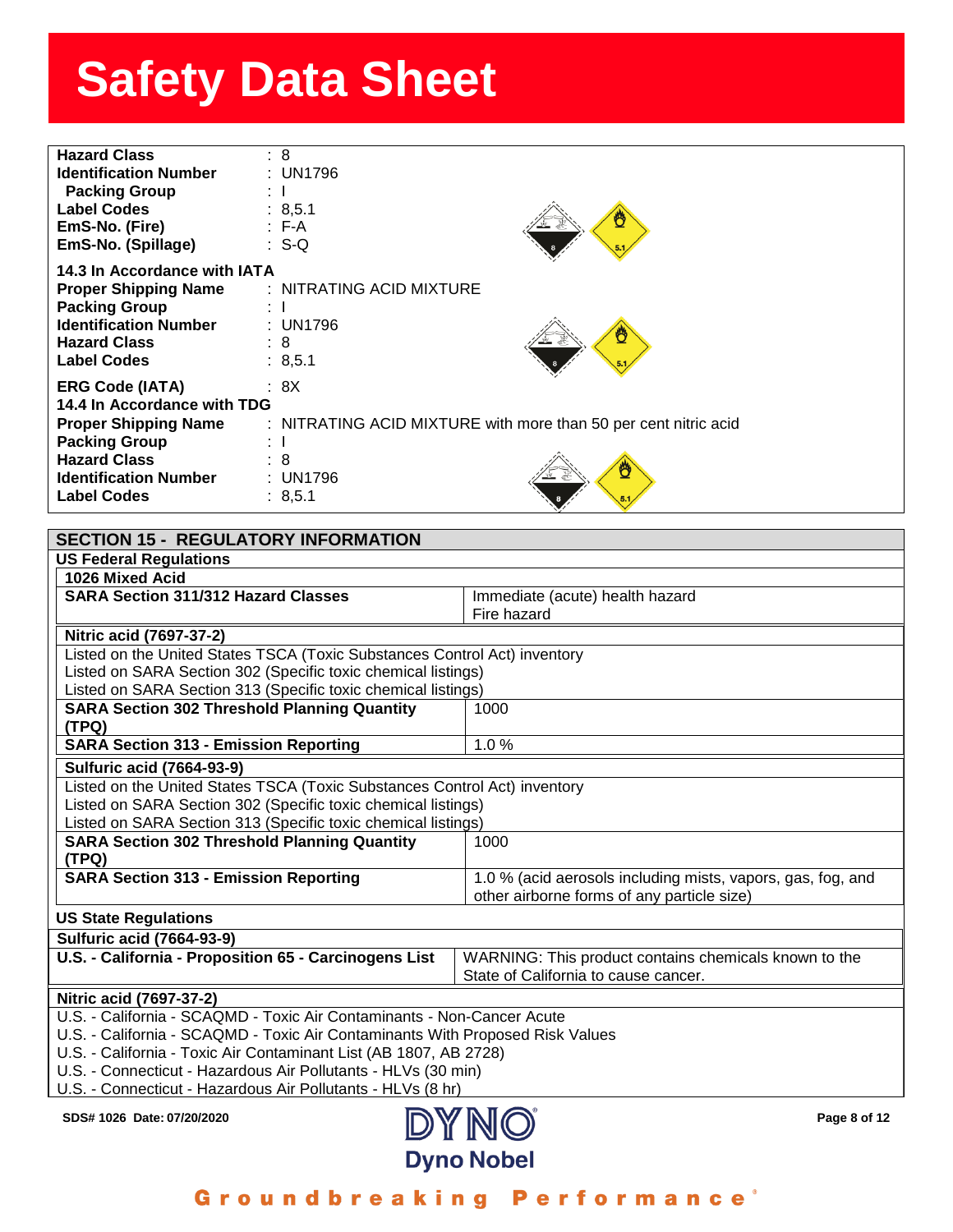# Safety Data Sheet

| | |
|---|---|
| **Hazard Class** | : 8 |
| **Identification Number** | : UN1796 |
| **Packing Group** | : I |
| **Label Codes** | : 8,5.1 |
| **EmS-No. (Fire)** | : F-A |
| **EmS-No. (Spillage)** | : S-Q |

**14.3 In Accordance with IATA**

| | |
|---|---|
| **Proper Shipping Name** | : NITRATING ACID MIXTURE |
| **Packing Group** | : I |
| **Identification Number** | : UN1796 |
| **Hazard Class** | : 8 |
| **Label Codes** | : 8,5.1 |
| **ERG Code (IATA)** | : 8X |

**14.4 In Accordance with TDG**

| | |
|---|---|
| **Proper Shipping Name** | : NITRATING ACID MIXTURE with more than 50 per cent nitric acid |
| **Packing Group** | : I |
| **Hazard Class** | : 8 |
| **Identification Number** | : UN1796 |
| **Label Codes** | : 8,5.1 |

## SECTION 15 - REGULATORY INFORMATION

### US Federal Regulations

**1026 Mixed Acid**

| | |
|---|---|
| **SARA Section 311/312 Hazard Classes** | Immediate (acute) health hazard<br>Fire hazard |

**Nitric acid (7697-37-2)**

Listed on the United States TSCA (Toxic Substances Control Act) inventory
Listed on SARA Section 302 (Specific toxic chemical listings)
Listed on SARA Section 313 (Specific toxic chemical listings)

| | |
|---|---|
| **SARA Section 302 Threshold Planning Quantity (TPQ)** | 1000 |
| **SARA Section 313 - Emission Reporting** | 1.0 % |

**Sulfuric acid (7664-93-9)**

Listed on the United States TSCA (Toxic Substances Control Act) inventory
Listed on SARA Section 302 (Specific toxic chemical listings)
Listed on SARA Section 313 (Specific toxic chemical listings)

| | |
|---|---|
| **SARA Section 302 Threshold Planning Quantity (TPQ)** | 1000 |
| **SARA Section 313 - Emission Reporting** | 1.0 % (acid aerosols including mists, vapors, gas, fog, and other airborne forms of any particle size) |

### US State Regulations

**Sulfuric acid (7664-93-9)**

| | |
|---|---|
| **U.S. - California - Proposition 65 - Carcinogens List** | WARNING: This product contains chemicals known to the State of California to cause cancer. |

**Nitric acid (7697-37-2)**

U.S. - California - SCAQMD - Toxic Air Contaminants - Non-Cancer Acute
U.S. - California - SCAQMD - Toxic Air Contaminants With Proposed Risk Values
U.S. - California - Toxic Air Contaminant List (AB 1807, AB 2728)
U.S. - Connecticut - Hazardous Air Pollutants - HLVs (30 min)
U.S. - Connecticut - Hazardous Air Pollutants - HLVs (8 hr)

SDS# 1026 Date: 07/20/2020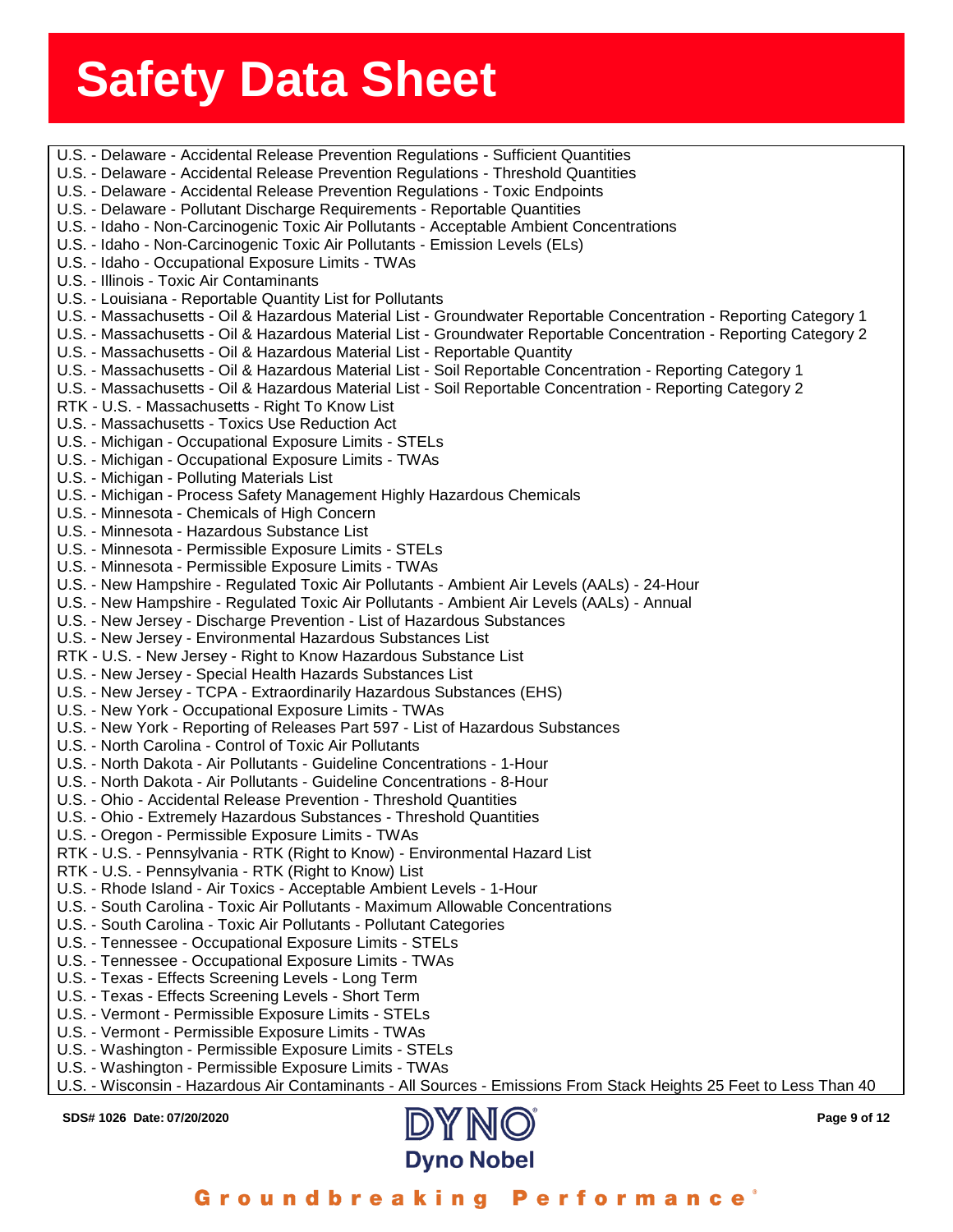U.S. - Delaware - Accidental Release Prevention Regulations - Sufficient Quantities
U.S. - Delaware - Accidental Release Prevention Regulations - Threshold Quantities
U.S. - Delaware - Accidental Release Prevention Regulations - Toxic Endpoints
U.S. - Delaware - Pollutant Discharge Requirements - Reportable Quantities
U.S. - Idaho - Non-Carcinogenic Toxic Air Pollutants - Acceptable Ambient Concentrations
U.S. - Idaho - Non-Carcinogenic Toxic Air Pollutants - Emission Levels (ELs)
U.S. - Idaho - Occupational Exposure Limits - TWAs
U.S. - Illinois - Toxic Air Contaminants
U.S. - Louisiana - Reportable Quantity List for Pollutants
U.S. - Massachusetts - Oil & Hazardous Material List - Groundwater Reportable Concentration - Reporting Category 1
U.S. - Massachusetts - Oil & Hazardous Material List - Groundwater Reportable Concentration - Reporting Category 2
U.S. - Massachusetts - Oil & Hazardous Material List - Reportable Quantity
U.S. - Massachusetts - Oil & Hazardous Material List - Soil Reportable Concentration - Reporting Category 1
U.S. - Massachusetts - Oil & Hazardous Material List - Soil Reportable Concentration - Reporting Category 2
RTK - U.S. - Massachusetts - Right To Know List
U.S. - Massachusetts - Toxics Use Reduction Act
U.S. - Michigan - Occupational Exposure Limits - STELs
U.S. - Michigan - Occupational Exposure Limits - TWAs
U.S. - Michigan - Polluting Materials List
U.S. - Michigan - Process Safety Management Highly Hazardous Chemicals
U.S. - Minnesota - Chemicals of High Concern
U.S. - Minnesota - Hazardous Substance List
U.S. - Minnesota - Permissible Exposure Limits - STELs
U.S. - Minnesota - Permissible Exposure Limits - TWAs
U.S. - New Hampshire - Regulated Toxic Air Pollutants - Ambient Air Levels (AALs) - 24-Hour
U.S. - New Hampshire - Regulated Toxic Air Pollutants - Ambient Air Levels (AALs) - Annual
U.S. - New Jersey - Discharge Prevention - List of Hazardous Substances
U.S. - New Jersey - Environmental Hazardous Substances List
RTK - U.S. - New Jersey - Right to Know Hazardous Substance List
U.S. - New Jersey - Special Health Hazards Substances List
U.S. - New Jersey - TCPA - Extraordinarily Hazardous Substances (EHS)
U.S. - New York - Occupational Exposure Limits - TWAs
U.S. - New York - Reporting of Releases Part 597 - List of Hazardous Substances
U.S. - North Carolina - Control of Toxic Air Pollutants
U.S. - North Dakota - Air Pollutants - Guideline Concentrations - 1-Hour
U.S. - North Dakota - Air Pollutants - Guideline Concentrations - 8-Hour
U.S. - Ohio - Accidental Release Prevention - Threshold Quantities
U.S. - Ohio - Extremely Hazardous Substances - Threshold Quantities
U.S. - Oregon - Permissible Exposure Limits - TWAs
RTK - U.S. - Pennsylvania - RTK (Right to Know) - Environmental Hazard List
RTK - U.S. - Pennsylvania - RTK (Right to Know) List
U.S. - Rhode Island - Air Toxics - Acceptable Ambient Levels - 1-Hour
U.S. - South Carolina - Toxic Air Pollutants - Maximum Allowable Concentrations
U.S. - South Carolina - Toxic Air Pollutants - Pollutant Categories
U.S. - Tennessee - Occupational Exposure Limits - STELs
U.S. - Tennessee - Occupational Exposure Limits - TWAs
U.S. - Texas - Effects Screening Levels - Long Term
U.S. - Texas - Effects Screening Levels - Short Term
U.S. - Vermont - Permissible Exposure Limits - STELs
U.S. - Vermont - Permissible Exposure Limits - TWAs
U.S. - Washington - Permissible Exposure Limits - STELs
U.S. - Washington - Permissible Exposure Limits - TWAs
U.S. - Wisconsin - Hazardous Air Contaminants - All Sources - Emissions From Stack Heights 25 Feet to Less Than 40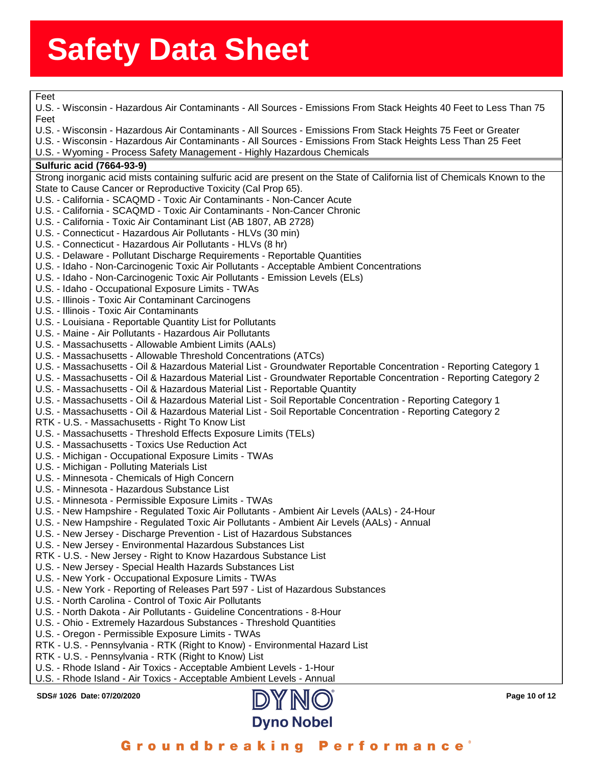Feet

U.S. - Wisconsin - Hazardous Air Contaminants - All Sources - Emissions From Stack Heights 40 Feet to Less Than 75 Feet
U.S. - Wisconsin - Hazardous Air Contaminants - All Sources - Emissions From Stack Heights 75 Feet or Greater
U.S. - Wisconsin - Hazardous Air Contaminants - All Sources - Emissions From Stack Heights Less Than 25 Feet
U.S. - Wyoming - Process Safety Management - Highly Hazardous Chemicals

**Sulfuric acid (7664-93-9)**

Strong inorganic acid mists containing sulfuric acid are present on the State of California list of Chemicals Known to the State to Cause Cancer or Reproductive Toxicity (Cal Prop 65).
U.S. - California - SCAQMD - Toxic Air Contaminants - Non-Cancer Acute
U.S. - California - SCAQMD - Toxic Air Contaminants - Non-Cancer Chronic
U.S. - California - Toxic Air Contaminant List (AB 1807, AB 2728)
U.S. - Connecticut - Hazardous Air Pollutants - HLVs (30 min)
U.S. - Connecticut - Hazardous Air Pollutants - HLVs (8 hr)
U.S. - Delaware - Pollutant Discharge Requirements - Reportable Quantities
U.S. - Idaho - Non-Carcinogenic Toxic Air Pollutants - Acceptable Ambient Concentrations
U.S. - Idaho - Non-Carcinogenic Toxic Air Pollutants - Emission Levels (ELs)
U.S. - Idaho - Occupational Exposure Limits - TWAs
U.S. - Illinois - Toxic Air Contaminant Carcinogens
U.S. - Illinois - Toxic Air Contaminants
U.S. - Louisiana - Reportable Quantity List for Pollutants
U.S. - Maine - Air Pollutants - Hazardous Air Pollutants
U.S. - Massachusetts - Allowable Ambient Limits (AALs)
U.S. - Massachusetts - Allowable Threshold Concentrations (ATCs)
U.S. - Massachusetts - Oil & Hazardous Material List - Groundwater Reportable Concentration - Reporting Category 1
U.S. - Massachusetts - Oil & Hazardous Material List - Groundwater Reportable Concentration - Reporting Category 2
U.S. - Massachusetts - Oil & Hazardous Material List - Reportable Quantity
U.S. - Massachusetts - Oil & Hazardous Material List - Soil Reportable Concentration - Reporting Category 1
U.S. - Massachusetts - Oil & Hazardous Material List - Soil Reportable Concentration - Reporting Category 2
RTK - U.S. - Massachusetts - Right To Know List
U.S. - Massachusetts - Threshold Effects Exposure Limits (TELs)
U.S. - Massachusetts - Toxics Use Reduction Act
U.S. - Michigan - Occupational Exposure Limits - TWAs
U.S. - Michigan - Polluting Materials List
U.S. - Minnesota - Chemicals of High Concern
U.S. - Minnesota - Hazardous Substance List
U.S. - Minnesota - Permissible Exposure Limits - TWAs
U.S. - New Hampshire - Regulated Toxic Air Pollutants - Ambient Air Levels (AALs) - 24-Hour
U.S. - New Hampshire - Regulated Toxic Air Pollutants - Ambient Air Levels (AALs) - Annual
U.S. - New Jersey - Discharge Prevention - List of Hazardous Substances
U.S. - New Jersey - Environmental Hazardous Substances List
RTK - U.S. - New Jersey - Right to Know Hazardous Substance List
U.S. - New Jersey - Special Health Hazards Substances List
U.S. - New York - Occupational Exposure Limits - TWAs
U.S. - New York - Reporting of Releases Part 597 - List of Hazardous Substances
U.S. - North Carolina - Control of Toxic Air Pollutants
U.S. - North Dakota - Air Pollutants - Guideline Concentrations - 8-Hour
U.S. - Ohio - Extremely Hazardous Substances - Threshold Quantities
U.S. - Oregon - Permissible Exposure Limits - TWAs
RTK - U.S. - Pennsylvania - RTK (Right to Know) - Environmental Hazard List
RTK - U.S. - Pennsylvania - RTK (Right to Know) List
U.S. - Rhode Island - Air Toxics - Acceptable Ambient Levels - 1-Hour
U.S. - Rhode Island - Air Toxics - Acceptable Ambient Levels - Annual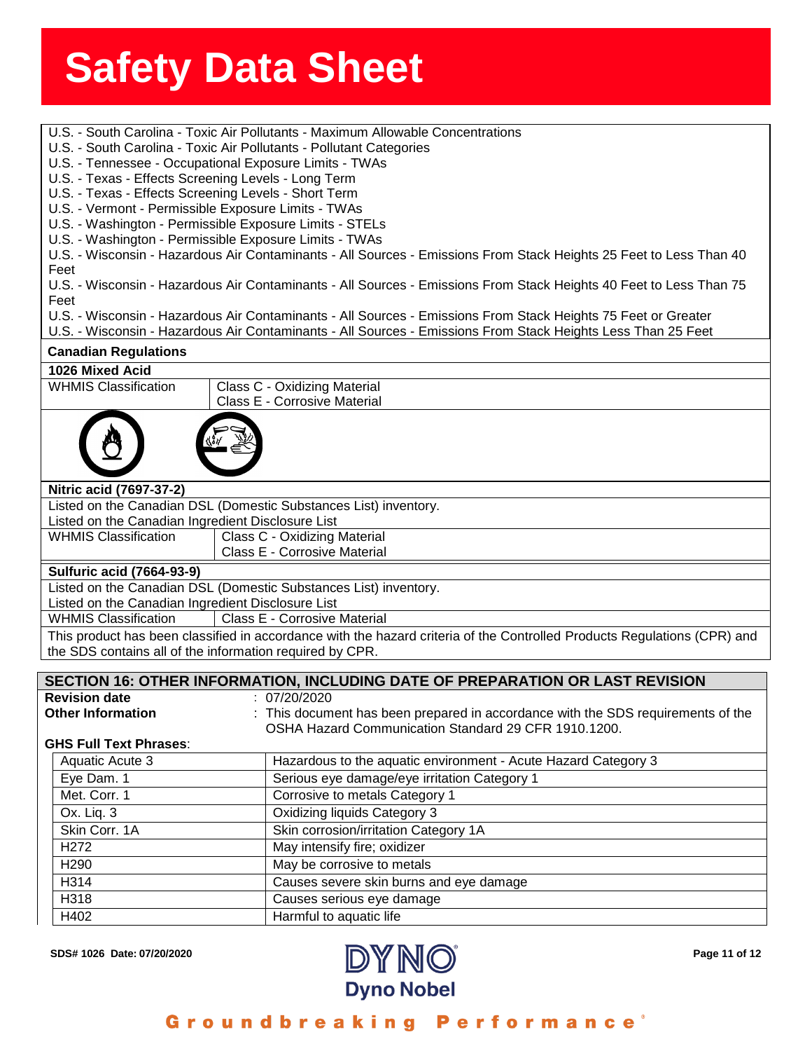U.S. - South Carolina - Toxic Air Pollutants - Maximum Allowable Concentrations
U.S. - South Carolina - Toxic Air Pollutants - Pollutant Categories
U.S. - Tennessee - Occupational Exposure Limits - TWAs
U.S. - Texas - Effects Screening Levels - Long Term
U.S. - Texas - Effects Screening Levels - Short Term
U.S. - Vermont - Permissible Exposure Limits - TWAs
U.S. - Washington - Permissible Exposure Limits - STELs
U.S. - Washington - Permissible Exposure Limits - TWAs
U.S. - Wisconsin - Hazardous Air Contaminants - All Sources - Emissions From Stack Heights 25 Feet to Less Than 40 Feet
U.S. - Wisconsin - Hazardous Air Contaminants - All Sources - Emissions From Stack Heights 40 Feet to Less Than 75 Feet
U.S. - Wisconsin - Hazardous Air Contaminants - All Sources - Emissions From Stack Heights 75 Feet or Greater
U.S. - Wisconsin - Hazardous Air Contaminants - All Sources - Emissions From Stack Heights Less Than 25 Feet

**Canadian Regulations**

**1026 Mixed Acid**

| WHMIS Classification | Class C - Oxidizing Material<br>Class E - Corrosive Material |
|---|---|

**Nitric acid (7697-37-2)**

Listed on the Canadian DSL (Domestic Substances List) inventory.
Listed on the Canadian Ingredient Disclosure List

| WHMIS Classification | Class C - Oxidizing Material<br>Class E - Corrosive Material |
|---|---|

**Sulfuric acid (7664-93-9)**

Listed on the Canadian DSL (Domestic Substances List) inventory.
Listed on the Canadian Ingredient Disclosure List

| WHMIS Classification | Class E - Corrosive Material |
|---|---|

This product has been classified in accordance with the hazard criteria of the Controlled Products Regulations (CPR) and the SDS contains all of the information required by CPR.

## SECTION 16: OTHER INFORMATION, INCLUDING DATE OF PREPARATION OR LAST REVISION

**Revision date** : 07/20/2020

**Other Information** : This document has been prepared in accordance with the SDS requirements of the OSHA Hazard Communication Standard 29 CFR 1910.1200.

**GHS Full Text Phrases**:

| | |
|---|---|
| Aquatic Acute 3 | Hazardous to the aquatic environment - Acute Hazard Category 3 |
| Eye Dam. 1 | Serious eye damage/eye irritation Category 1 |
| Met. Corr. 1 | Corrosive to metals Category 1 |
| Ox. Liq. 3 | Oxidizing liquids Category 3 |
| Skin Corr. 1A | Skin corrosion/irritation Category 1A |
| H272 | May intensify fire; oxidizer |
| H290 | May be corrosive to metals |
| H314 | Causes severe skin burns and eye damage |
| H318 | Causes serious eye damage |
| H402 | Harmful to aquatic life |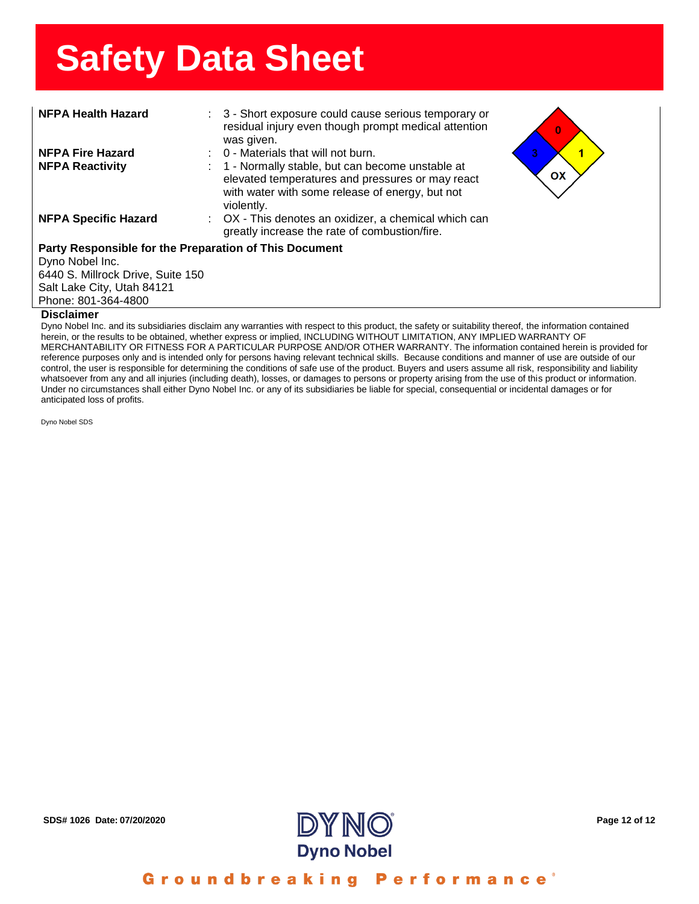# Safety Data Sheet

| | | |
|---|---|---|
| **NFPA Health Hazard** | : | 3 - Short exposure could cause serious temporary or residual injury even though prompt medical attention was given. |
| **NFPA Fire Hazard** | : | 0 - Materials that will not burn. |
| **NFPA Reactivity** | : | 1 - Normally stable, but can become unstable at elevated temperatures and pressures or may react with water with some release of energy, but not violently. |
| **NFPA Specific Hazard** | : | OX - This denotes an oxidizer, a chemical which can greatly increase the rate of combustion/fire. |

0

3 1

OX

**Party Responsible for the Preparation of This Document**

Dyno Nobel Inc.
6440 S. Millrock Drive, Suite 150
Salt Lake City, Utah 84121
Phone: 801-364-4800

**Disclaimer**

Dyno Nobel Inc. and its subsidiaries disclaim any warranties with respect to this product, the safety or suitability thereof, the information contained herein, or the results to be obtained, whether express or implied, INCLUDING WITHOUT LIMITATION, ANY IMPLIED WARRANTY OF MERCHANTABILITY OR FITNESS FOR A PARTICULAR PURPOSE AND/OR OTHER WARRANTY. The information contained herein is provided for reference purposes only and is intended only for persons having relevant technical skills. Because conditions and manner of use are outside of our control, the user is responsible for determining the conditions of safe use of the product. Buyers and users assume all risk, responsibility and liability whatsoever from any and all injuries (including death), losses, or damages to persons or property arising from the use of this product or information. Under no circumstances shall either Dyno Nobel Inc. or any of its subsidiaries be liable for special, consequential or incidental damages or for anticipated loss of profits.

Dyno Nobel SDS

SDS# 1026 Date: 07/20/2020

DYNO®
Dyno Nobel

Groundbreaking Performance®